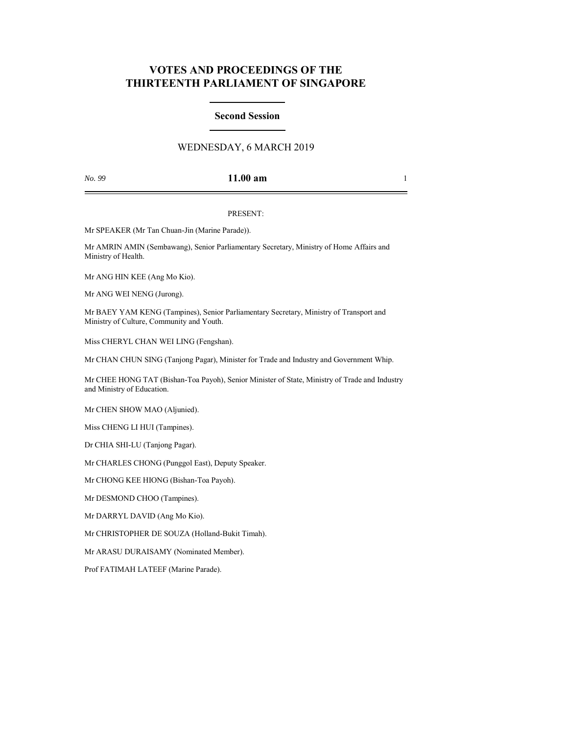# VOTES AND PROCEEDINGS OF THE THIRTEENTH PARLIAMENT OF SINGAPORE

## Second Session

WEDNESDAY, 6 MARCH 2019

*No. 99* **11.00 am**

PRESENT:

Mr SPEAKER (Mr Tan Chuan-Jin (Marine Parade)).

Mr AMRIN AMIN (Sembawang), Senior Parliamentary Secretary, Ministry of Home Affairs and Ministry of Health.

Mr ANG HIN KEE (Ang Mo Kio).

Mr ANG WEI NENG (Jurong).

Mr BAEY YAM KENG (Tampines), Senior Parliamentary Secretary, Ministry of Transport and Ministry of Culture, Community and Youth.

Miss CHERYL CHAN WEI LING (Fengshan).

Mr CHAN CHUN SING (Tanjong Pagar), Minister for Trade and Industry and Government Whip.

Mr CHEE HONG TAT (Bishan-Toa Payoh), Senior Minister of State, Ministry of Trade and Industry and Ministry of Education.

Mr CHEN SHOW MAO (Aljunied).

Miss CHENG LI HUI (Tampines).

Dr CHIA SHI-LU (Tanjong Pagar).

Mr CHARLES CHONG (Punggol East), Deputy Speaker.

Mr CHONG KEE HIONG (Bishan-Toa Payoh).

Mr DESMOND CHOO (Tampines).

Mr DARRYL DAVID (Ang Mo Kio).

Mr CHRISTOPHER DE SOUZA (Holland-Bukit Timah).

Mr ARASU DURAISAMY (Nominated Member).

Prof FATIMAH LATEEF (Marine Parade).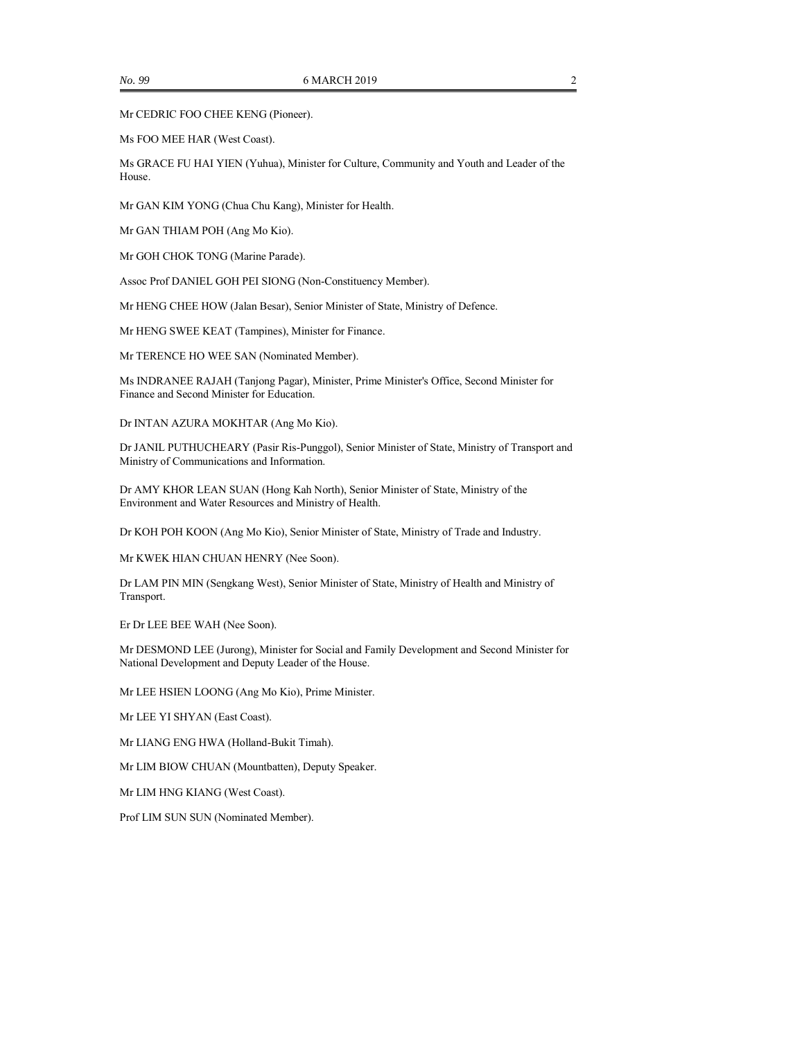Mr CEDRIC FOO CHEE KENG (Pioneer).

Ms FOO MEE HAR (West Coast).

Ms GRACE FU HAI YIEN (Yuhua), Minister for Culture, Community and Youth and Leader of the House.

Mr GAN KIM YONG (Chua Chu Kang), Minister for Health.

Mr GAN THIAM POH (Ang Mo Kio).

Mr GOH CHOK TONG (Marine Parade).

Assoc Prof DANIEL GOH PEI SIONG (Non-Constituency Member).

Mr HENG CHEE HOW (Jalan Besar), Senior Minister of State, Ministry of Defence.

Mr HENG SWEE KEAT (Tampines), Minister for Finance.

Mr TERENCE HO WEE SAN (Nominated Member).

Ms INDRANEE RAJAH (Tanjong Pagar), Minister, Prime Minister's Office, Second Minister for Finance and Second Minister for Education.

Dr INTAN AZURA MOKHTAR (Ang Mo Kio).

Dr JANIL PUTHUCHEARY (Pasir Ris-Punggol), Senior Minister of State, Ministry of Transport and Ministry of Communications and Information.

Dr AMY KHOR LEAN SUAN (Hong Kah North), Senior Minister of State, Ministry of the Environment and Water Resources and Ministry of Health.

Dr KOH POH KOON (Ang Mo Kio), Senior Minister of State, Ministry of Trade and Industry.

Mr KWEK HIAN CHUAN HENRY (Nee Soon).

Dr LAM PIN MIN (Sengkang West), Senior Minister of State, Ministry of Health and Ministry of Transport.

Er Dr LEE BEE WAH (Nee Soon).

Mr DESMOND LEE (Jurong), Minister for Social and Family Development and Second Minister for National Development and Deputy Leader of the House.

Mr LEE HSIEN LOONG (Ang Mo Kio), Prime Minister.

Mr LEE YI SHYAN (East Coast).

Mr LIANG ENG HWA (Holland-Bukit Timah).

Mr LIM BIOW CHUAN (Mountbatten), Deputy Speaker.

Mr LIM HNG KIANG (West Coast).

Prof LIM SUN SUN (Nominated Member).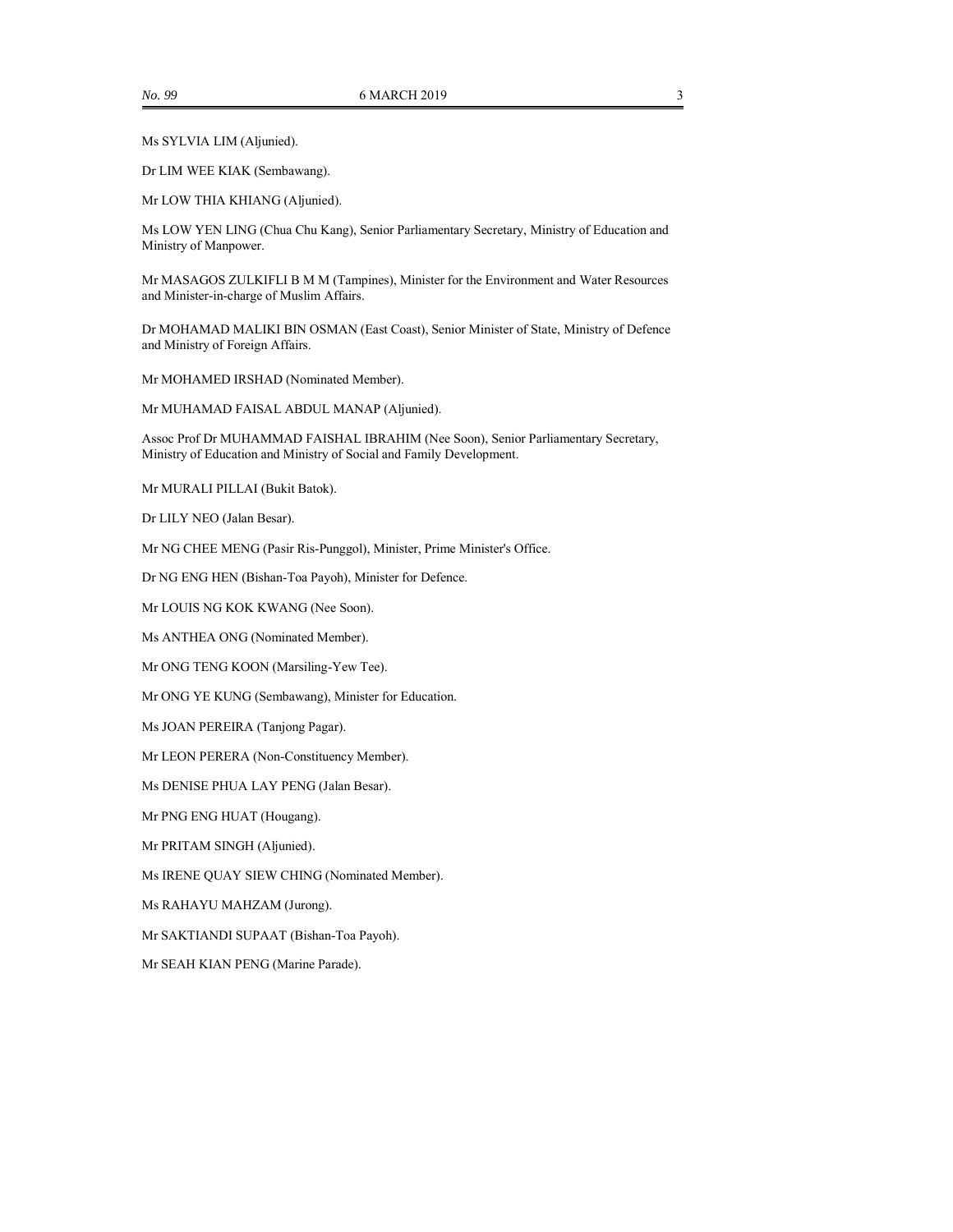Ms SYLVIA LIM (Aljunied).

Dr LIM WEE KIAK (Sembawang).

Mr LOW THIA KHIANG (Aljunied).

Ms LOW YEN LING (Chua Chu Kang), Senior Parliamentary Secretary, Ministry of Education and Ministry of Manpower.

Mr MASAGOS ZULKIFLI B M M (Tampines), Minister for the Environment and Water Resources and Minister-in-charge of Muslim Affairs.

Dr MOHAMAD MALIKI BIN OSMAN (East Coast), Senior Minister of State, Ministry of Defence and Ministry of Foreign Affairs.

Mr MOHAMED IRSHAD (Nominated Member).

Mr MUHAMAD FAISAL ABDUL MANAP (Aljunied).

Assoc Prof Dr MUHAMMAD FAISHAL IBRAHIM (Nee Soon), Senior Parliamentary Secretary, Ministry of Education and Ministry of Social and Family Development.

Mr MURALI PILLAI (Bukit Batok).

Dr LILY NEO (Jalan Besar).

Mr NG CHEE MENG (Pasir Ris-Punggol), Minister, Prime Minister's Office.

Dr NG ENG HEN (Bishan-Toa Payoh), Minister for Defence.

Mr LOUIS NG KOK KWANG (Nee Soon).

Ms ANTHEA ONG (Nominated Member).

Mr ONG TENG KOON (Marsiling-Yew Tee).

Mr ONG YE KUNG (Sembawang), Minister for Education.

Ms JOAN PEREIRA (Tanjong Pagar).

Mr LEON PERERA (Non-Constituency Member).

Ms DENISE PHUA LAY PENG (Jalan Besar).

Mr PNG ENG HUAT (Hougang).

Mr PRITAM SINGH (Aljunied).

Ms IRENE QUAY SIEW CHING (Nominated Member).

Ms RAHAYU MAHZAM (Jurong).

Mr SAKTIANDI SUPAAT (Bishan-Toa Payoh).

Mr SEAH KIAN PENG (Marine Parade).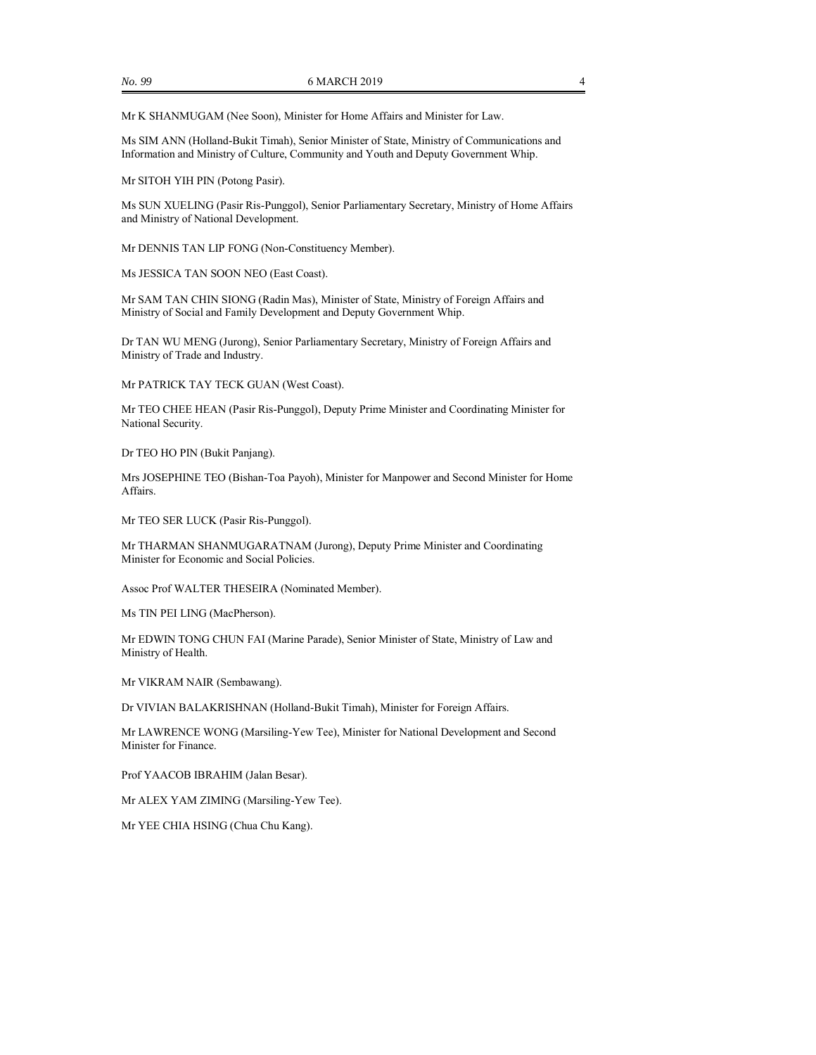Mr K SHANMUGAM (Nee Soon), Minister for Home Affairs and Minister for Law.

Ms SIM ANN (Holland-Bukit Timah), Senior Minister of State, Ministry of Communications and Information and Ministry of Culture, Community and Youth and Deputy Government Whip.

Mr SITOH YIH PIN (Potong Pasir).

Ms SUN XUELING (Pasir Ris-Punggol), Senior Parliamentary Secretary, Ministry of Home Affairs and Ministry of National Development.

Mr DENNIS TAN LIP FONG (Non-Constituency Member).

Ms JESSICA TAN SOON NEO (East Coast).

Mr SAM TAN CHIN SIONG (Radin Mas), Minister of State, Ministry of Foreign Affairs and Ministry of Social and Family Development and Deputy Government Whip.

Dr TAN WU MENG (Jurong), Senior Parliamentary Secretary, Ministry of Foreign Affairs and Ministry of Trade and Industry.

Mr PATRICK TAY TECK GUAN (West Coast).

Mr TEO CHEE HEAN (Pasir Ris-Punggol), Deputy Prime Minister and Coordinating Minister for National Security.

Dr TEO HO PIN (Bukit Panjang).

Mrs JOSEPHINE TEO (Bishan-Toa Payoh), Minister for Manpower and Second Minister for Home Affairs.

Mr TEO SER LUCK (Pasir Ris-Punggol).

Mr THARMAN SHANMUGARATNAM (Jurong), Deputy Prime Minister and Coordinating Minister for Economic and Social Policies.

Assoc Prof WALTER THESEIRA (Nominated Member).

Ms TIN PEI LING (MacPherson).

Mr EDWIN TONG CHUN FAI (Marine Parade), Senior Minister of State, Ministry of Law and Ministry of Health.

Mr VIKRAM NAIR (Sembawang).

Dr VIVIAN BALAKRISHNAN (Holland-Bukit Timah), Minister for Foreign Affairs.

Mr LAWRENCE WONG (Marsiling-Yew Tee), Minister for National Development and Second Minister for Finance.

Prof YAACOB IBRAHIM (Jalan Besar).

Mr ALEX YAM ZIMING (Marsiling-Yew Tee).

Mr YEE CHIA HSING (Chua Chu Kang).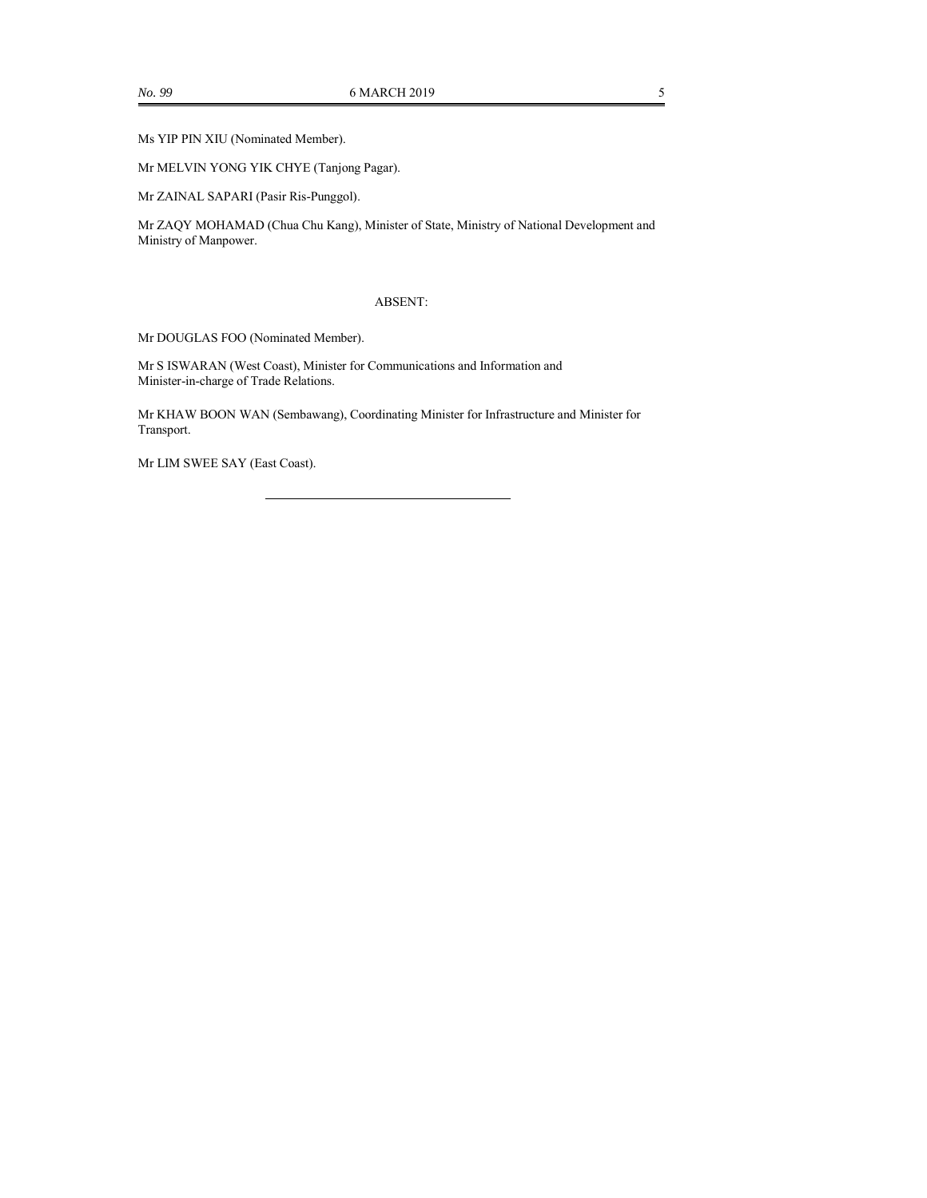Ms YIP PIN XIU (Nominated Member).

Mr MELVIN YONG YIK CHYE (Tanjong Pagar).

Mr ZAINAL SAPARI (Pasir Ris-Punggol).

Mr ZAQY MOHAMAD (Chua Chu Kang), Minister of State, Ministry of National Development and Ministry of Manpower.

ABSENT:

Mr DOUGLAS FOO (Nominated Member).

Mr S ISWARAN (West Coast), Minister for Communications and Information and Minister-in-charge of Trade Relations.

Mr KHAW BOON WAN (Sembawang), Coordinating Minister for Infrastructure and Minister for Transport.

Mr LIM SWEE SAY (East Coast).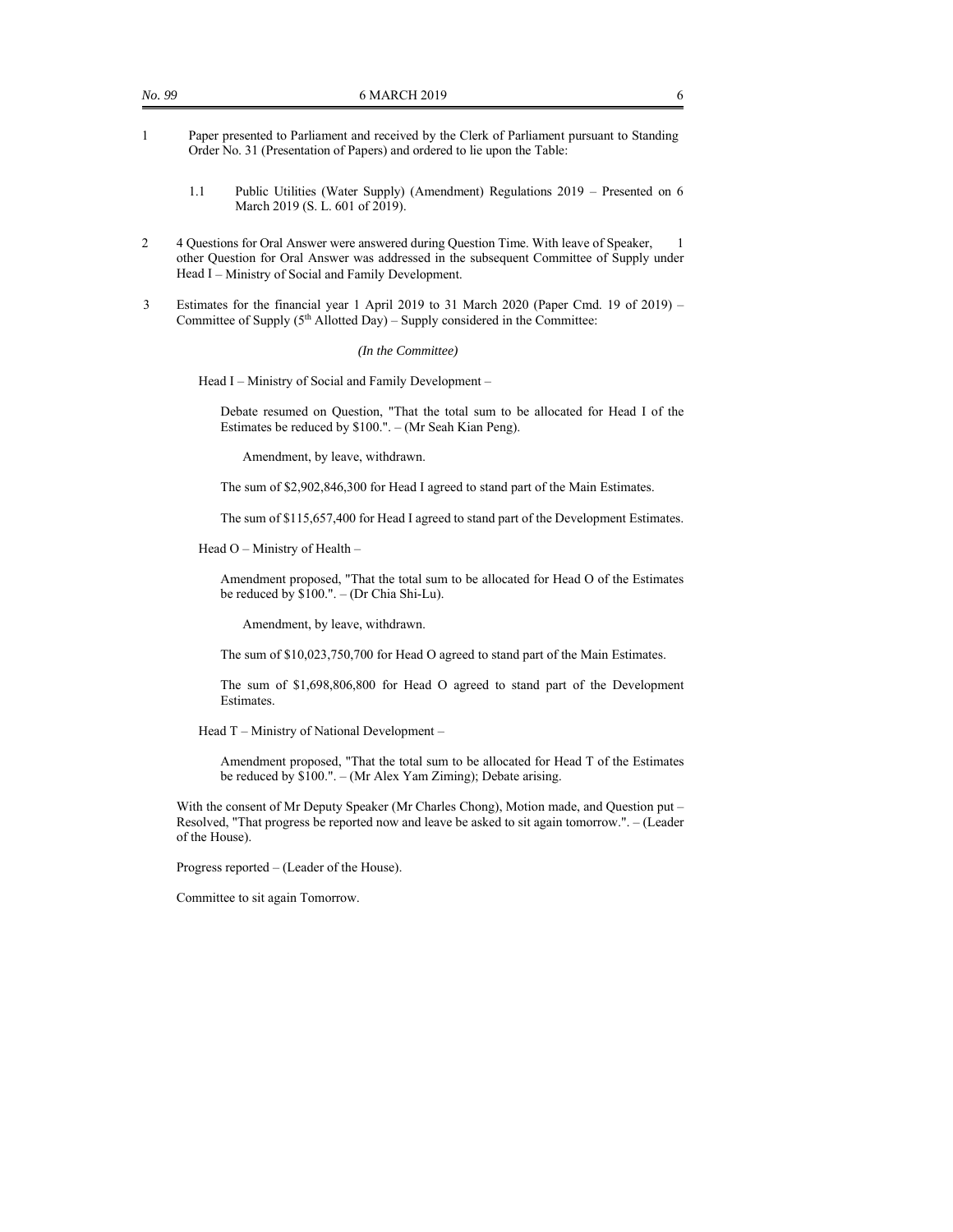1 Paper presented to Parliament and received by the Clerk of Parliament pursuant to Standing Order No. 31 (Presentation of Papers) and ordered to lie upon the Table:

   1.1 Public Utilities (Water Supply) (Amendment) Regulations 2019 – Presented on 6 March 2019 (S. L. 601 of 2019).

2 4 Questions for Oral Answer were answered during Question Time. With leave of Speaker, 1 other Question for Oral Answer was addressed in the subsequent Committee of Supply under Head I – Ministry of Social and Family Development.

3 Estimates for the financial year 1 April 2019 to 31 March 2020 (Paper Cmd. 19 of 2019) – Committee of Supply (5th Allotted Day) – Supply considered in the Committee:

*(In the Committee)*

Head I – Ministry of Social and Family Development –

Debate resumed on Question, "That the total sum to be allocated for Head I of the Estimates be reduced by $100.". – (Mr Seah Kian Peng).

Amendment, by leave, withdrawn.

The sum of $2,902,846,300 for Head I agreed to stand part of the Main Estimates.

The sum of $115,657,400 for Head I agreed to stand part of the Development Estimates.

Head O – Ministry of Health –

Amendment proposed, "That the total sum to be allocated for Head O of the Estimates be reduced by $100.". – (Dr Chia Shi-Lu).

Amendment, by leave, withdrawn.

The sum of $10,023,750,700 for Head O agreed to stand part of the Main Estimates.

The sum of $1,698,806,800 for Head O agreed to stand part of the Development Estimates.

Head T – Ministry of National Development –

Amendment proposed, "That the total sum to be allocated for Head T of the Estimates be reduced by $100.". – (Mr Alex Yam Ziming); Debate arising.

With the consent of Mr Deputy Speaker (Mr Charles Chong), Motion made, and Question put – Resolved, "That progress be reported now and leave be asked to sit again tomorrow.". – (Leader of the House).

Progress reported – (Leader of the House).

Committee to sit again Tomorrow.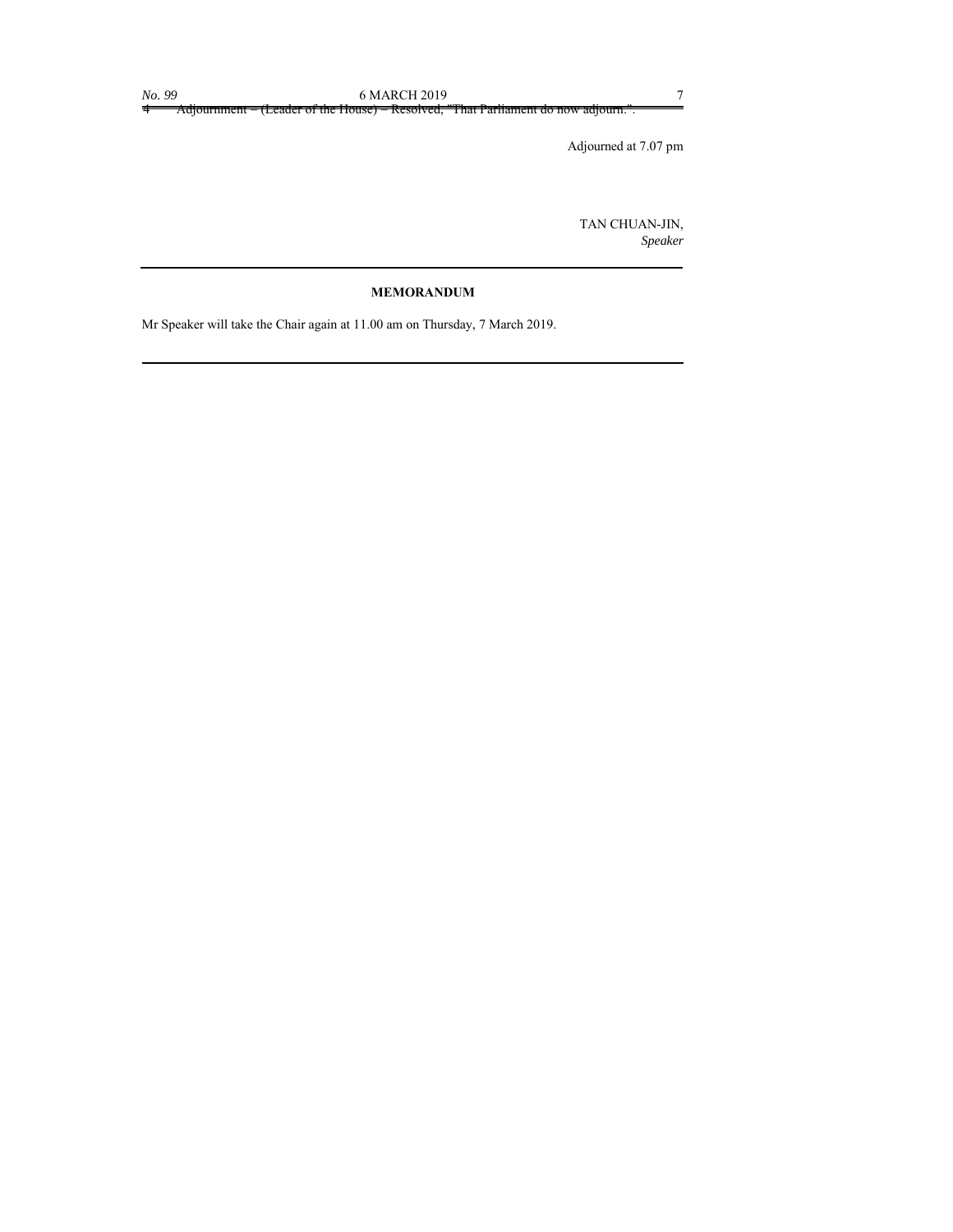4 Adjournment – (Leader of the House) – Resolved, "That Parliament do now adjourn.".

Adjourned at 7.07 pm

TAN CHUAN-JIN,
*Speaker*

---

**MEMORANDUM**

Mr Speaker will take the Chair again at 11.00 am on Thursday, 7 March 2019.

---